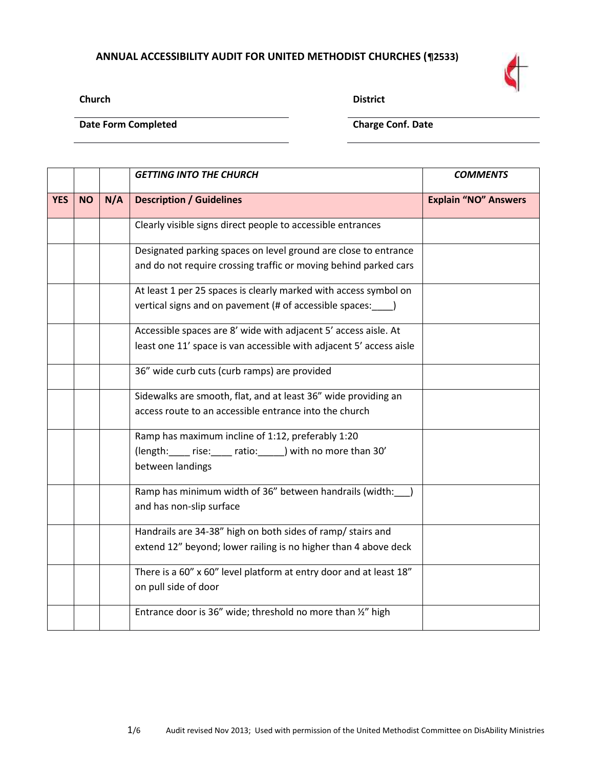# ANNUAL ACCESSIBILITY AUDIT FOR UNITED METHODIST CHURCHES (¶2533)

**Church** \_\_\_\_\_\_\_\_\_\_\_\_\_\_\_\_\_\_\_\_ **District** \_\_\_\_\_\_\_\_\_\_\_\_\_\_\_\_\_\_\_\_

**Date Form Completed** \_\_\_\_\_\_\_\_\_\_\_\_\_\_\_\_\_\_\_\_ **Charge Conf. Date** \_\_\_\_\_\_\_\_\_\_\_\_\_\_\_\_\_\_\_\_

| | | | ***GETTING INTO THE CHURCH*** | ***COMMENTS*** |
|---|---|---|---|---|
| **YES** | **NO** | **N/A** | **Description / Guidelines** | **Explain “NO” Answers** |
| | | | Clearly visible signs direct people to accessible entrances | |
| | | | Designated parking spaces on level ground are close to entrance and do not require crossing traffic or moving behind parked cars | |
| | | | At least 1 per 25 spaces is clearly marked with access symbol on vertical signs and on pavement (# of accessible spaces:\_\_\_\_) | |
| | | | Accessible spaces are 8’ wide with adjacent 5’ access aisle. At least one 11’ space is van accessible with adjacent 5’ access aisle | |
| | | | 36” wide curb cuts (curb ramps) are provided | |
| | | | Sidewalks are smooth, flat, and at least 36” wide providing an access route to an accessible entrance into the church | |
| | | | Ramp has maximum incline of 1:12, preferably 1:20 (length:\_\_\_\_ rise:\_\_\_\_ ratio:\_\_\_\_\_) with no more than 30’ between landings | |
| | | | Ramp has minimum width of 36” between handrails (width:\_\_\_) and has non-slip surface | |
| | | | Handrails are 34-38” high on both sides of ramp/ stairs and extend 12” beyond; lower railing is no higher than 4 above deck | |
| | | | There is a 60” x 60” level platform at entry door and at least 18” on pull side of door | |
| | | | Entrance door is 36” wide; threshold no more than ½” high | |

Audit revised Nov 2013; Used with permission of the United Methodist Committee on DisAbility Ministries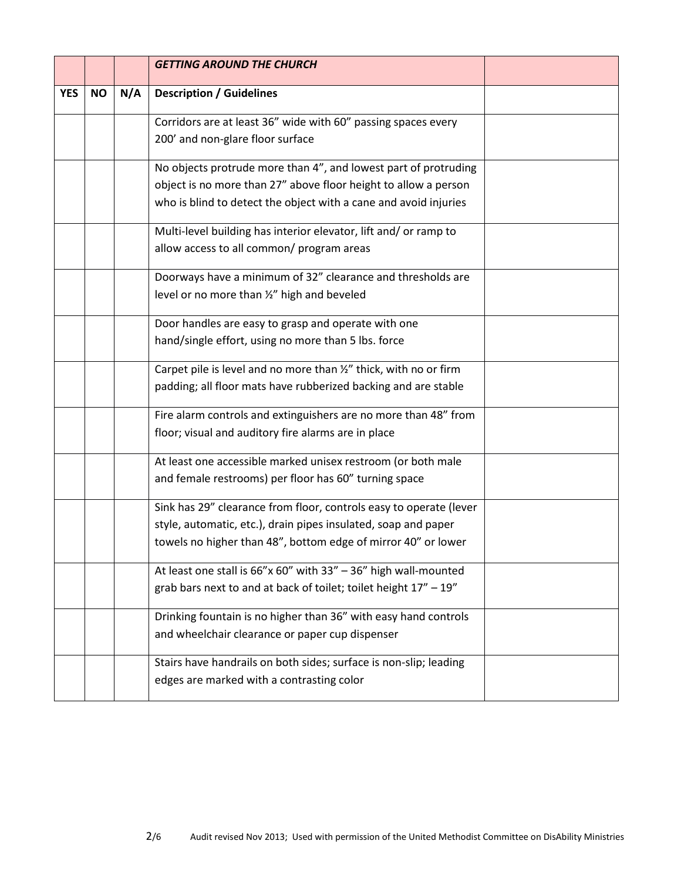| | | | *GETTING AROUND THE CHURCH* | |
|---|---|---|---|---|
| **YES** | **NO** | **N/A** | **Description / Guidelines** | |
| | | | Corridors are at least 36” wide with 60” passing spaces every 200’ and non-glare floor surface | |
| | | | No objects protrude more than 4”, and lowest part of protruding object is no more than 27” above floor height to allow a person who is blind to detect the object with a cane and avoid injuries | |
| | | | Multi-level building has interior elevator, lift and/ or ramp to allow access to all common/ program areas | |
| | | | Doorways have a minimum of 32” clearance and thresholds are level or no more than ½” high and beveled | |
| | | | Door handles are easy to grasp and operate with one hand/single effort, using no more than 5 lbs. force | |
| | | | Carpet pile is level and no more than ½” thick, with no or firm padding; all floor mats have rubberized backing and are stable | |
| | | | Fire alarm controls and extinguishers are no more than 48” from floor; visual and auditory fire alarms are in place | |
| | | | At least one accessible marked unisex restroom (or both male and female restrooms) per floor has 60” turning space | |
| | | | Sink has 29” clearance from floor, controls easy to operate (lever style, automatic, etc.), drain pipes insulated, soap and paper towels no higher than 48”, bottom edge of mirror 40” or lower | |
| | | | At least one stall is 66”x 60” with 33” – 36” high wall-mounted grab bars next to and at back of toilet; toilet height 17” – 19” | |
| | | | Drinking fountain is no higher than 36” with easy hand controls and wheelchair clearance or paper cup dispenser | |
| | | | Stairs have handrails on both sides; surface is non-slip; leading edges are marked with a contrasting color | |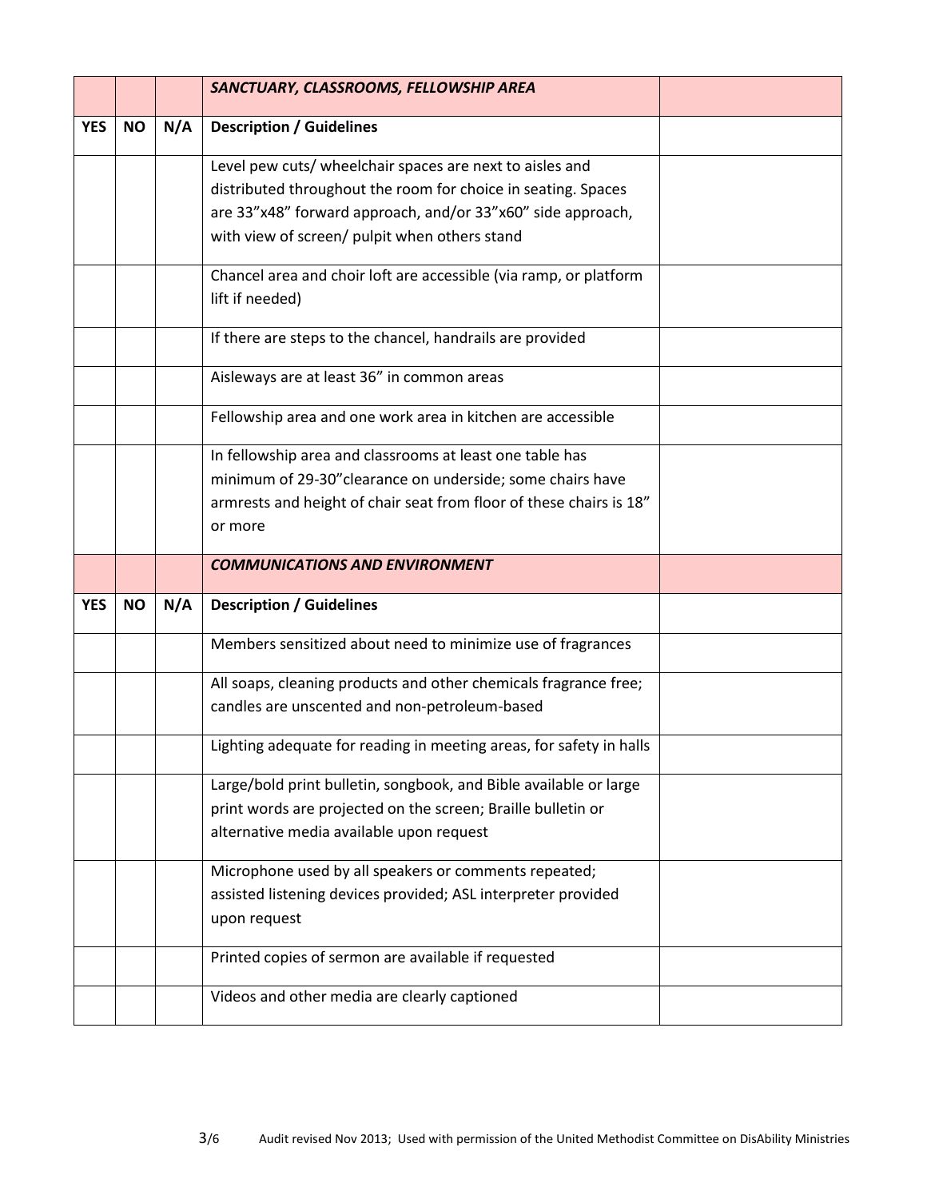| | | | *SANCTUARY, CLASSROOMS, FELLOWSHIP AREA* | |
|---|---|---|---|---|
| **YES** | **NO** | **N/A** | **Description / Guidelines** | |
| | | | Level pew cuts/ wheelchair spaces are next to aisles and distributed throughout the room for choice in seating. Spaces are 33"x48" forward approach, and/or 33"x60" side approach, with view of screen/ pulpit when others stand | |
| | | | Chancel area and choir loft are accessible (via ramp, or platform lift if needed) | |
| | | | If there are steps to the chancel, handrails are provided | |
| | | | Aisleways are at least 36" in common areas | |
| | | | Fellowship area and one work area in kitchen are accessible | |
| | | | In fellowship area and classrooms at least one table has minimum of 29-30"clearance on underside; some chairs have armrests and height of chair seat from floor of these chairs is 18" or more | |
| | | | *COMMUNICATIONS AND ENVIRONMENT* | |
| **YES** | **NO** | **N/A** | **Description / Guidelines** | |
| | | | Members sensitized about need to minimize use of fragrances | |
| | | | All soaps, cleaning products and other chemicals fragrance free; candles are unscented and non-petroleum-based | |
| | | | Lighting adequate for reading in meeting areas, for safety in halls | |
| | | | Large/bold print bulletin, songbook, and Bible available or large print words are projected on the screen; Braille bulletin or alternative media available upon request | |
| | | | Microphone used by all speakers or comments repeated; assisted listening devices provided; ASL interpreter provided upon request | |
| | | | Printed copies of sermon are available if requested | |
| | | | Videos and other media are clearly captioned | |

Audit revised Nov 2013; Used with permission of the United Methodist Committee on DisAbility Ministries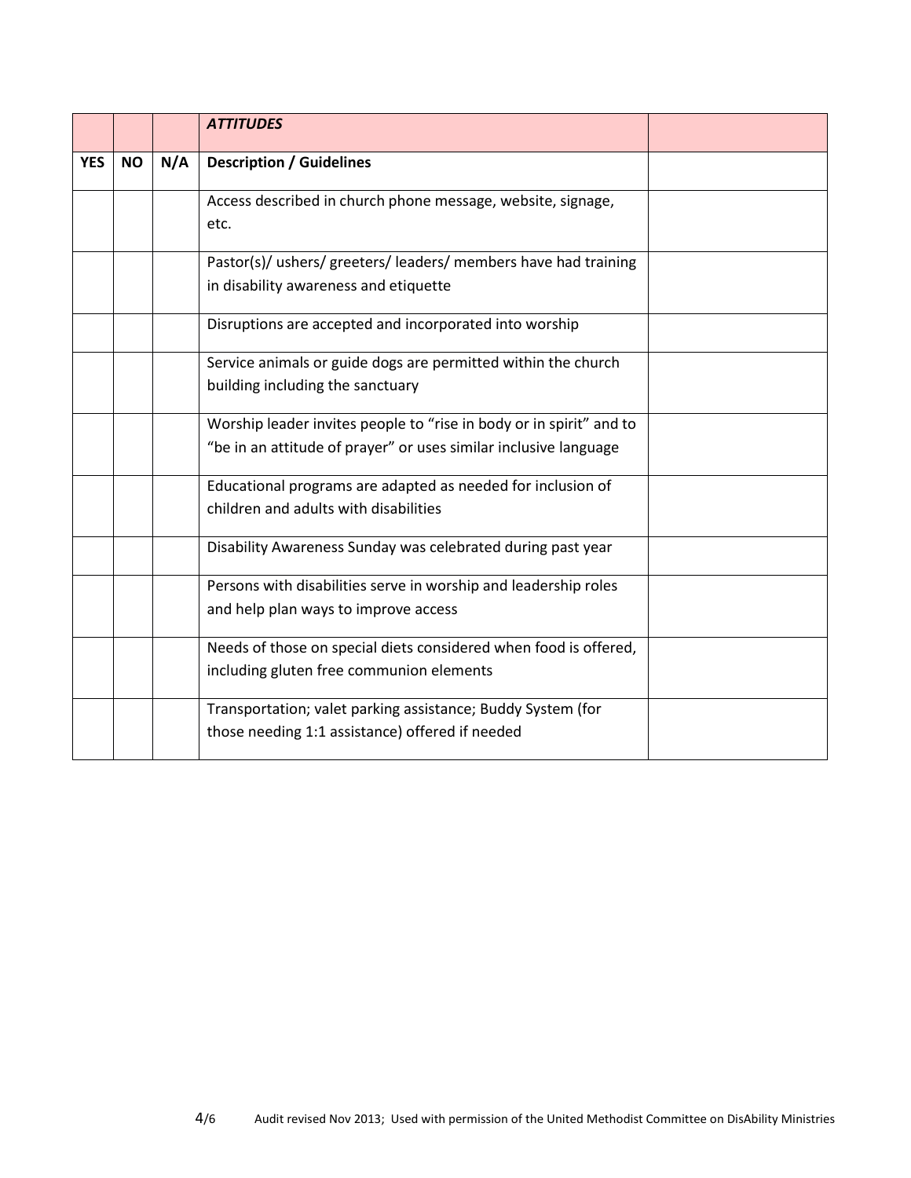| | | | ***ATTITUDES*** | |
|---|---|---|---|---|
| **YES** | **NO** | **N/A** | **Description / Guidelines** | |
| | | | Access described in church phone message, website, signage, etc. | |
| | | | Pastor(s)/ ushers/ greeters/ leaders/ members have had training in disability awareness and etiquette | |
| | | | Disruptions are accepted and incorporated into worship | |
| | | | Service animals or guide dogs are permitted within the church building including the sanctuary | |
| | | | Worship leader invites people to "rise in body or in spirit" and to "be in an attitude of prayer" or uses similar inclusive language | |
| | | | Educational programs are adapted as needed for inclusion of children and adults with disabilities | |
| | | | Disability Awareness Sunday was celebrated during past year | |
| | | | Persons with disabilities serve in worship and leadership roles and help plan ways to improve access | |
| | | | Needs of those on special diets considered when food is offered, including gluten free communion elements | |
| | | | Transportation; valet parking assistance; Buddy System (for those needing 1:1 assistance) offered if needed | |

Audit revised Nov 2013; Used with permission of the United Methodist Committee on DisAbility Ministries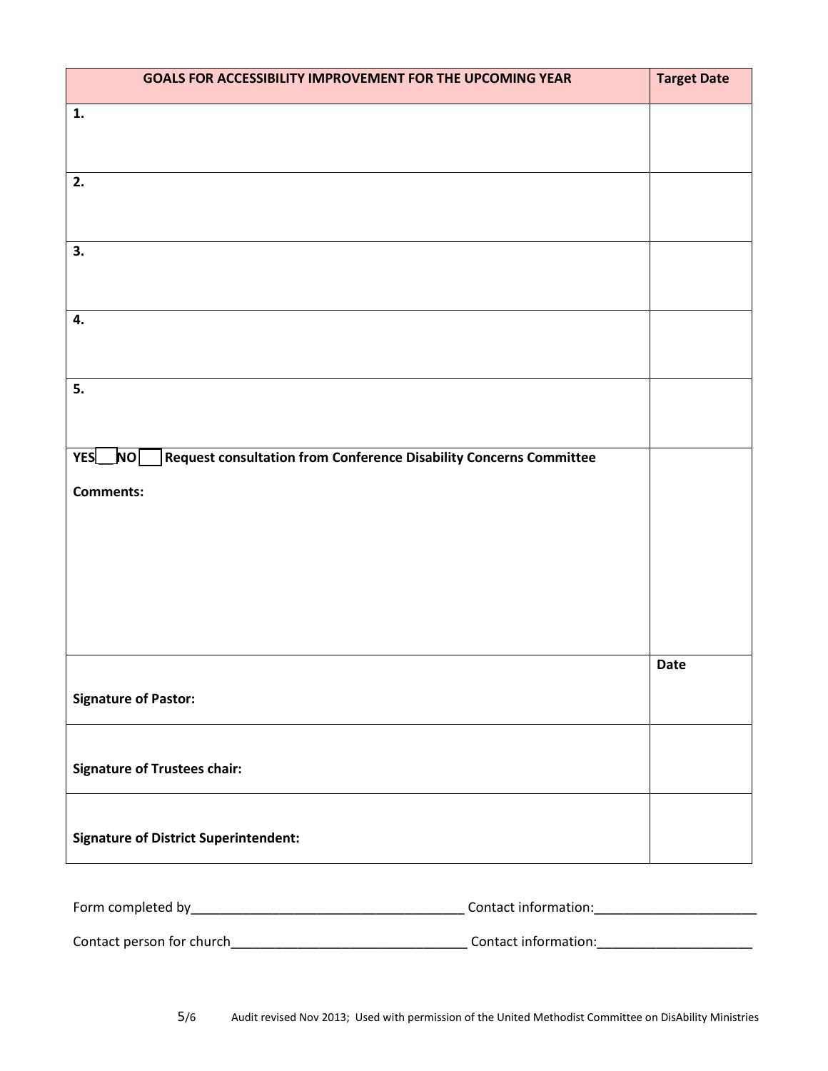| GOALS FOR ACCESSIBILITY IMPROVEMENT FOR THE UPCOMING YEAR | Target Date |
|---|---|
| **1.** | |
| **2.** | |
| **3.** | |
| **4.** | |
| **5.** | |
| **YES** [ ] **NO** [ ] **Request consultation from Conference Disability Concerns Committee**<br><br>**Comments:** | |
| **Signature of Pastor:** | **Date** |
| **Signature of Trustees chair:** | |
| **Signature of District Superintendent:** | |

Form completed by_____________________________________ Contact information:______________________

Contact person for church________________________________ Contact information:____________________

Audit revised Nov 2013; Used with permission of the United Methodist Committee on DisAbility Ministries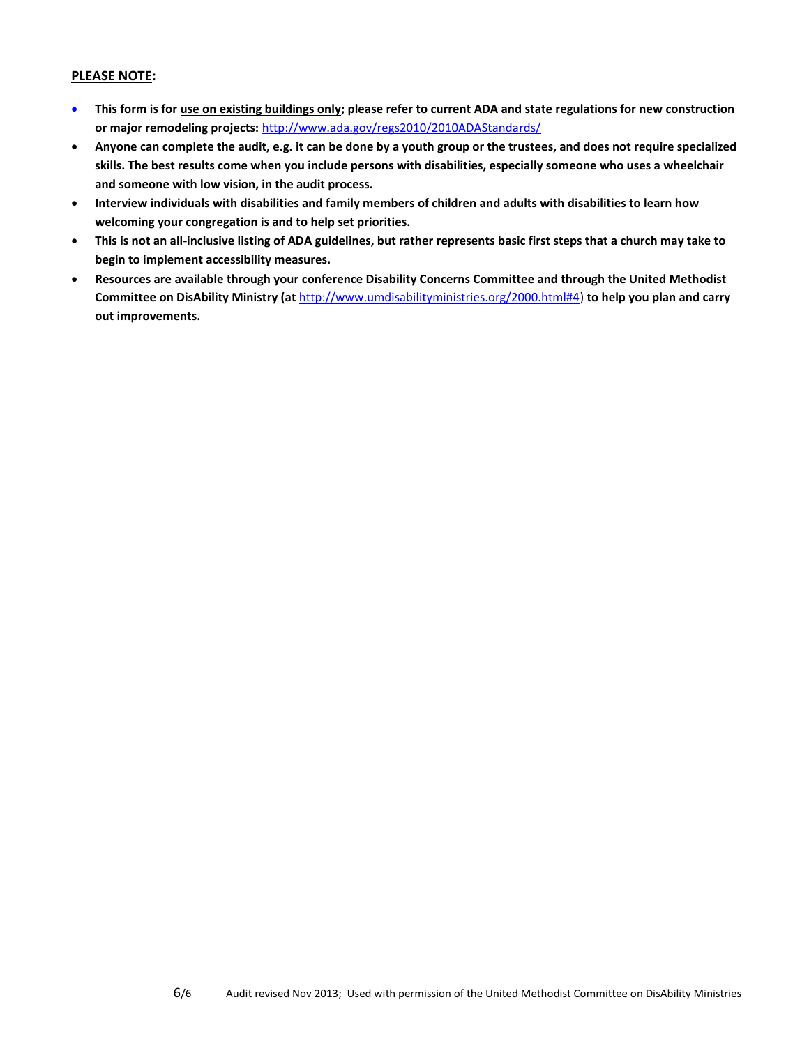**PLEASE NOTE:**

- **This form is for use on existing buildings only; please refer to current ADA and state regulations for new construction or major remodeling projects:** http://www.ada.gov/regs2010/2010ADAStandards/
- **Anyone can complete the audit, e.g. it can be done by a youth group or the trustees, and does not require specialized skills. The best results come when you include persons with disabilities, especially someone who uses a wheelchair and someone with low vision, in the audit process.**
- **Interview individuals with disabilities and family members of children and adults with disabilities to learn how welcoming your congregation is and to help set priorities.**
- **This is not an all-inclusive listing of ADA guidelines, but rather represents basic first steps that a church may take to begin to implement accessibility measures.**
- **Resources are available through your conference Disability Concerns Committee and through the United Methodist Committee on DisAbility Ministry (at** http://www.umdisabilityministries.org/2000.html#4**) to help you plan and carry out improvements.**

Audit revised Nov 2013; Used with permission of the United Methodist Committee on DisAbility Ministries